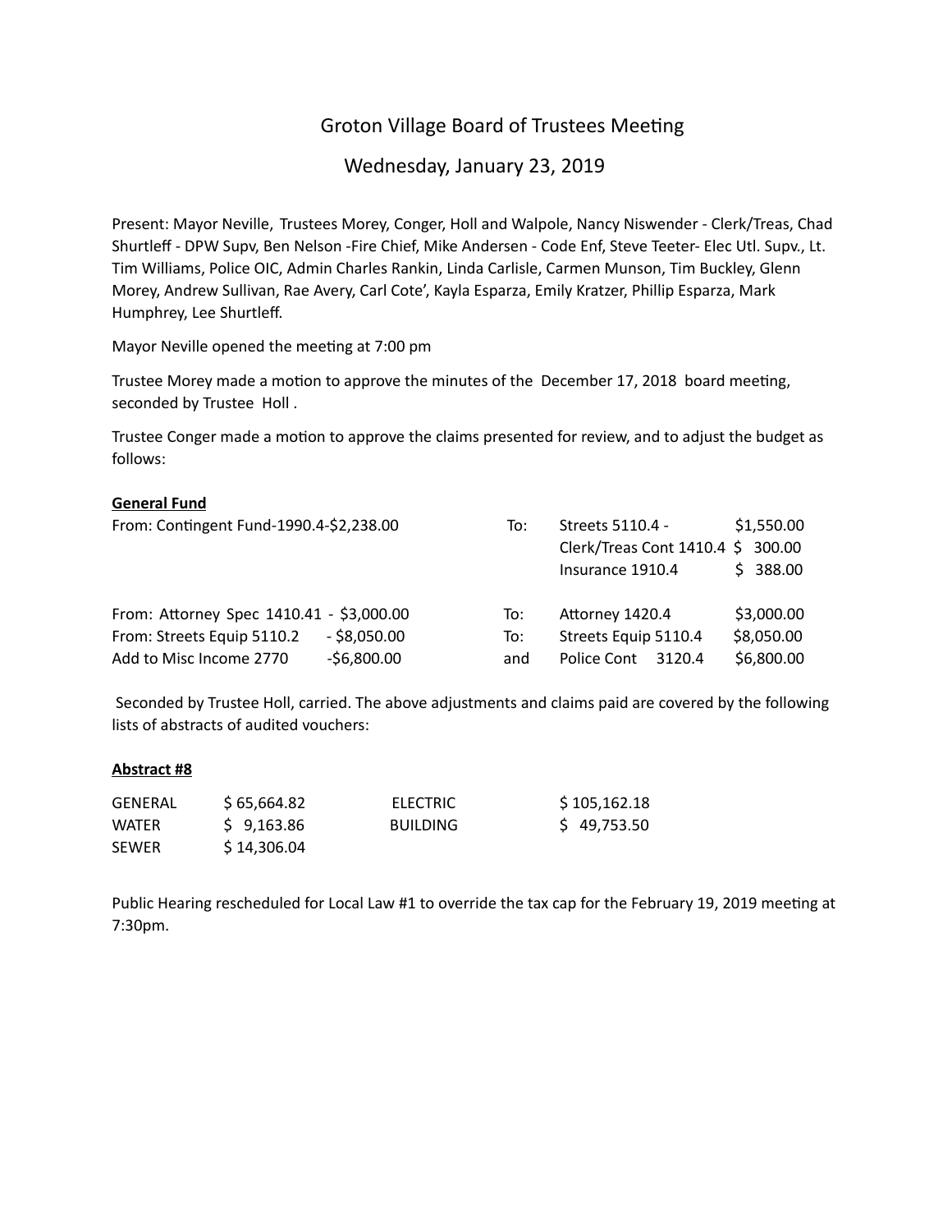# Groton Village Board of Trustees Meeting

## Wednesday, January 23, 2019

Present: Mayor Neville, Trustees Morey, Conger, Holl and Walpole, Nancy Niswender - Clerk/Treas, Chad Shurtleff - DPW Supv, Ben Nelson -Fire Chief, Mike Andersen - Code Enf, Steve Teeter- Elec Utl. Supv., Lt. Tim Williams, Police OIC, Admin Charles Rankin, Linda Carlisle, Carmen Munson, Tim Buckley, Glenn Morey, Andrew Sullivan, Rae Avery, Carl Cote', Kayla Esparza, Emily Kratzer, Phillip Esparza, Mark Humphrey, Lee Shurtleff.

Mayor Neville opened the meeting at 7:00 pm

Trustee Morey made a motion to approve the minutes of the December 17, 2018 board meeting, seconded by Trustee Holl .

Trustee Conger made a motion to approve the claims presented for review, and to adjust the budget as follows:

**General Fund**

| From | | | To | |
|---|---|---|---|---|
| From: Contingent Fund-1990.4-$2,238.00 | | To: | Streets 5110.4 - | $1,550.00 |
| | | | Clerk/Treas Cont 1410.4 | $ 300.00 |
| | | | Insurance 1910.4 | $ 388.00 |
| From: Attorney Spec 1410.41 | - $3,000.00 | To: | Attorney 1420.4 | $3,000.00 |
| From: Streets Equip 5110.2 | - $8,050.00 | To: | Streets Equip 5110.4 | $8,050.00 |
| Add to Misc Income 2770 | -$6,800.00 | and | Police Cont 3120.4 | $6,800.00 |

Seconded by Trustee Holl, carried. The above adjustments and claims paid are covered by the following lists of abstracts of audited vouchers:

**Abstract #8**

| | | | |
|---|---|---|---|
| GENERAL | $ 65,664.82 | ELECTRIC | $ 105,162.18 |
| WATER | $ 9,163.86 | BUILDING | $ 49,753.50 |
| SEWER | $ 14,306.04 | | |

Public Hearing rescheduled for Local Law #1 to override the tax cap for the February 19, 2019 meeting at 7:30pm.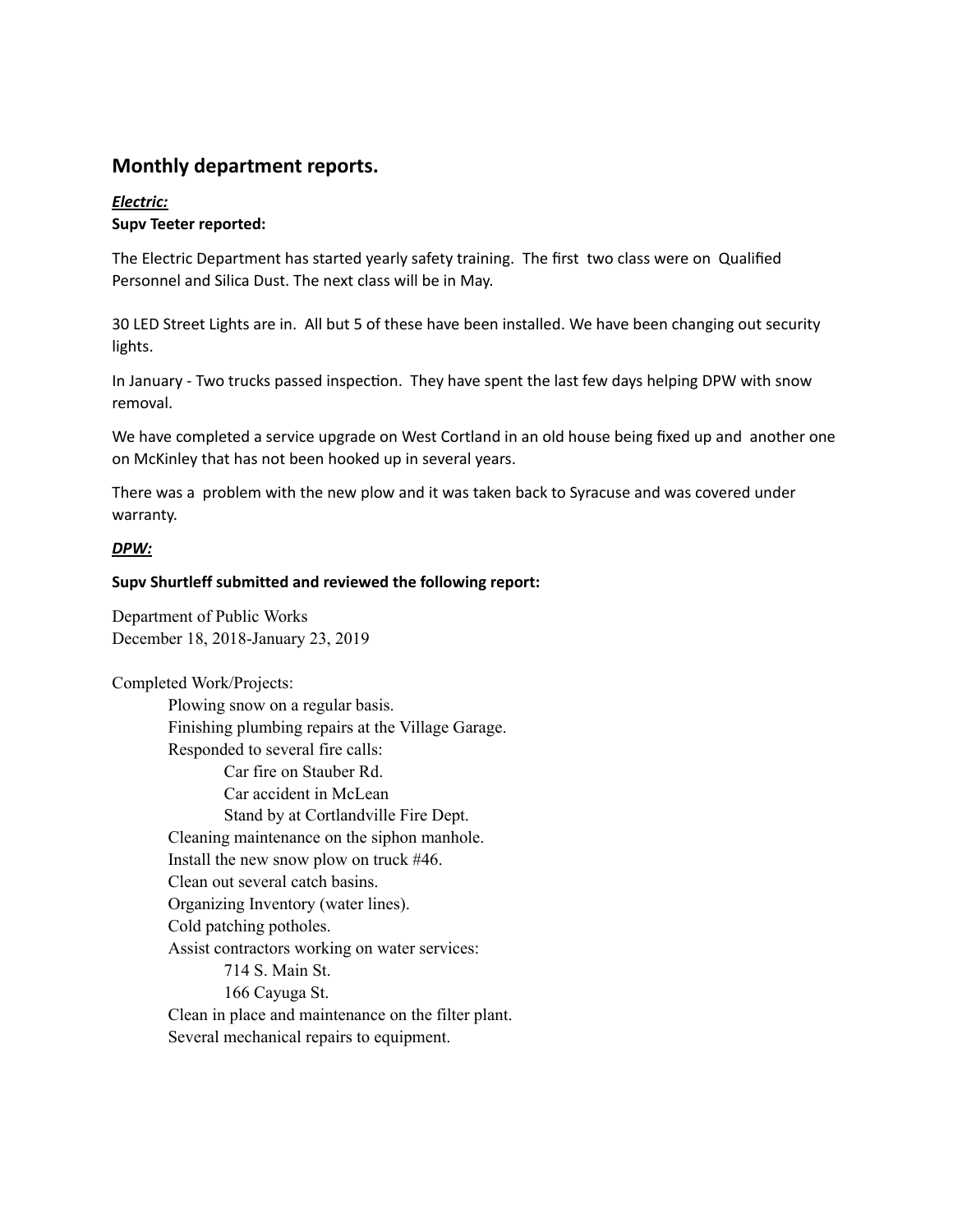## Monthly department reports.

***Electric:***

**Supv Teeter reported:**

The Electric Department has started yearly safety training. The first two class were on Qualified Personnel and Silica Dust. The next class will be in May.

30 LED Street Lights are in. All but 5 of these have been installed. We have been changing out security lights.

In January - Two trucks passed inspection. They have spent the last few days helping DPW with snow removal.

We have completed a service upgrade on West Cortland in an old house being fixed up and another one on McKinley that has not been hooked up in several years.

There was a problem with the new plow and it was taken back to Syracuse and was covered under warranty.

***DPW:***

**Supv Shurtleff submitted and reviewed the following report:**

Department of Public Works
December 18, 2018-January 23, 2019

Completed Work/Projects:

- Plowing snow on a regular basis.
- Finishing plumbing repairs at the Village Garage.
- Responded to several fire calls:
  - Car fire on Stauber Rd.
  - Car accident in McLean
  - Stand by at Cortlandville Fire Dept.
- Cleaning maintenance on the siphon manhole.
- Install the new snow plow on truck #46.
- Clean out several catch basins.
- Organizing Inventory (water lines).
- Cold patching potholes.
- Assist contractors working on water services:
  - 714 S. Main St.
  - 166 Cayuga St.
- Clean in place and maintenance on the filter plant.
- Several mechanical repairs to equipment.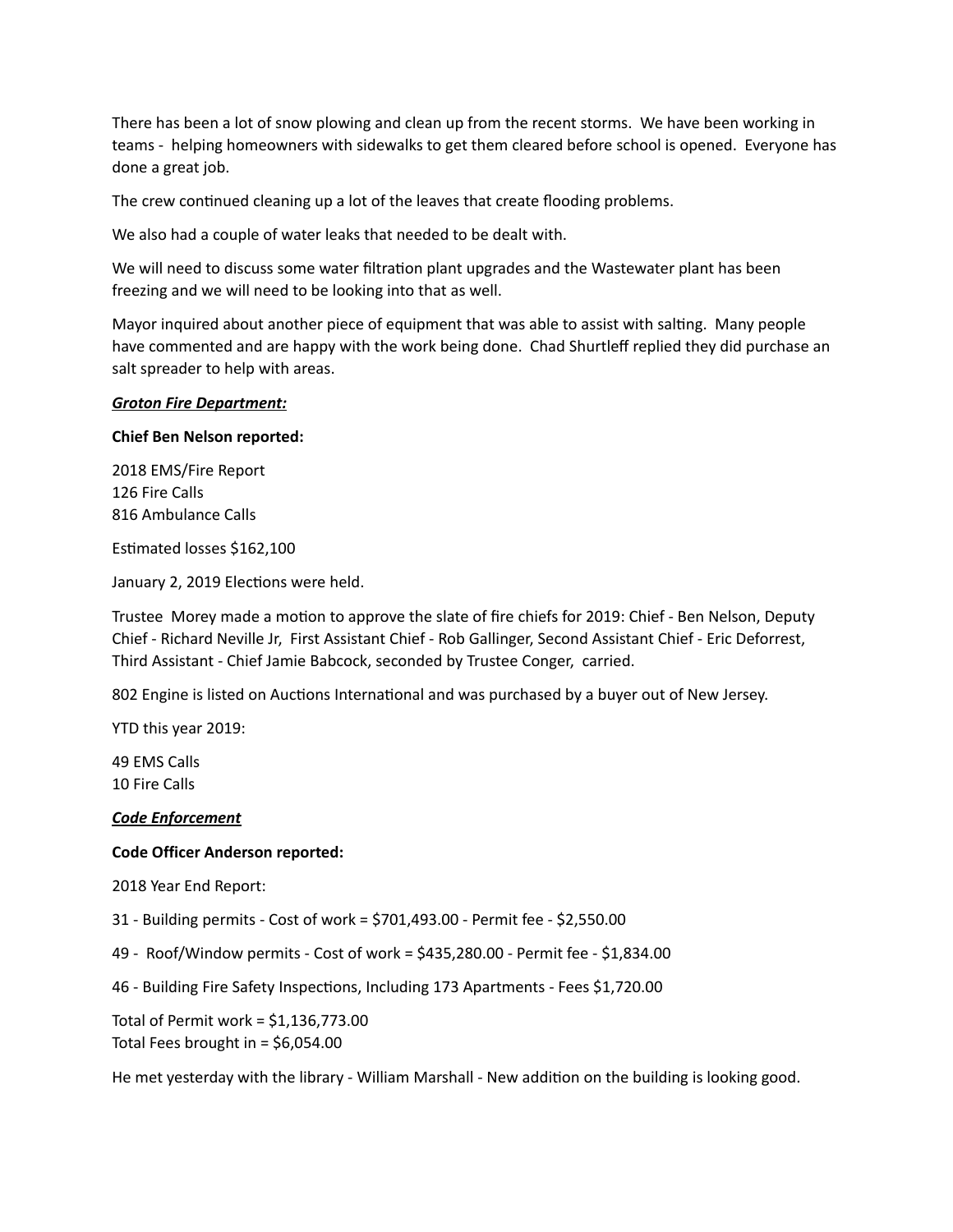There has been a lot of snow plowing and clean up from the recent storms.  We have been working in teams -  helping homeowners with sidewalks to get them cleared before school is opened.  Everyone has done a great job.

The crew continued cleaning up a lot of the leaves that create flooding problems.

We also had a couple of water leaks that needed to be dealt with.

We will need to discuss some water filtration plant upgrades and the Wastewater plant has been freezing and we will need to be looking into that as well.

Mayor inquired about another piece of equipment that was able to assist with salting.  Many people have commented and are happy with the work being done.  Chad Shurtleff replied they did purchase an salt spreader to help with areas.

***Groton Fire Department:***

**Chief Ben Nelson reported:**

2018 EMS/Fire Report  
126 Fire Calls  
816 Ambulance Calls

Estimated losses $162,100

January 2, 2019 Elections were held.

Trustee  Morey made a motion to approve the slate of fire chiefs for 2019: Chief - Ben Nelson, Deputy Chief - Richard Neville Jr,  First Assistant Chief - Rob Gallinger, Second Assistant Chief - Eric Deforrest, Third Assistant - Chief Jamie Babcock, seconded by Trustee Conger,  carried.

802 Engine is listed on Auctions International and was purchased by a buyer out of New Jersey.

YTD this year 2019:

49 EMS Calls  
10 Fire Calls

***Code Enforcement***

**Code Officer Anderson reported:**

2018 Year End Report:

31 - Building permits - Cost of work = $701,493.00 - Permit fee - $2,550.00

49 -  Roof/Window permits - Cost of work = $435,280.00 - Permit fee - $1,834.00

46 - Building Fire Safety Inspections, Including 173 Apartments - Fees $1,720.00

Total of Permit work = $1,136,773.00  
Total Fees brought in = $6,054.00

He met yesterday with the library - William Marshall - New addition on the building is looking good.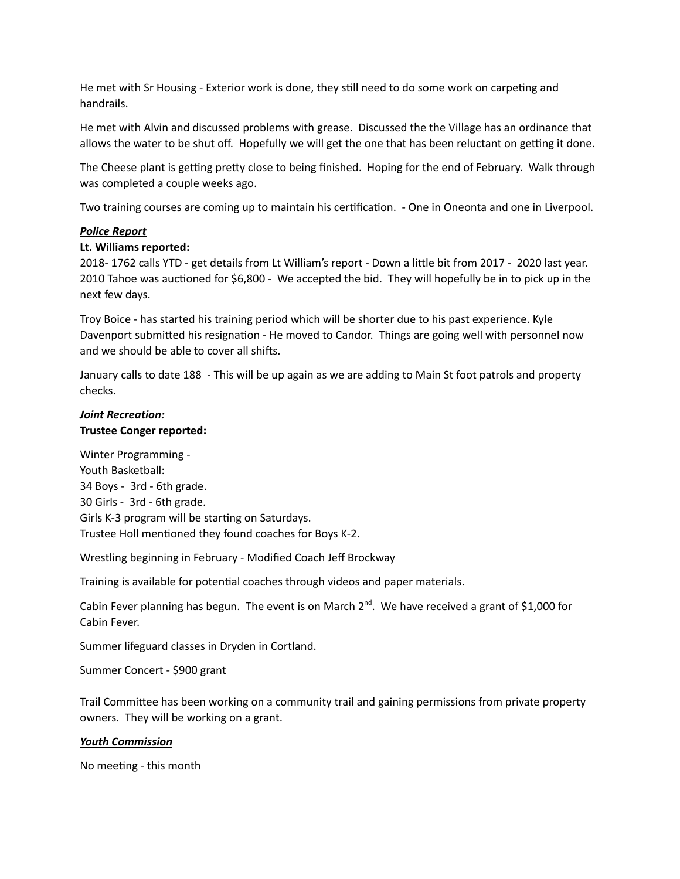He met with Sr Housing - Exterior work is done, they still need to do some work on carpeting and handrails.

He met with Alvin and discussed problems with grease.  Discussed the the Village has an ordinance that allows the water to be shut off.  Hopefully we will get the one that has been reluctant on getting it done.

The Cheese plant is getting pretty close to being finished.  Hoping for the end of February.  Walk through was completed a couple weeks ago.

Two training courses are coming up to maintain his certification.  - One in Oneonta and one in Liverpool.

***Police Report***

**Lt. Williams reported:**

2018- 1762 calls YTD - get details from Lt William's report - Down a little bit from 2017 -  2020 last year. 2010 Tahoe was auctioned for $6,800 -  We accepted the bid.  They will hopefully be in to pick up in the next few days.

Troy Boice - has started his training period which will be shorter due to his past experience. Kyle Davenport submitted his resignation - He moved to Candor.  Things are going well with personnel now and we should be able to cover all shifts.

January calls to date 188  - This will be up again as we are adding to Main St foot patrols and property checks.

***Joint Recreation:***

**Trustee Conger reported:**

Winter Programming -
Youth Basketball:
34 Boys -  3rd - 6th grade.
30 Girls -  3rd - 6th grade.
Girls K-3 program will be starting on Saturdays.
Trustee Holl mentioned they found coaches for Boys K-2.

Wrestling beginning in February - Modified Coach Jeff Brockway

Training is available for potential coaches through videos and paper materials.

Cabin Fever planning has begun.  The event is on March 2nd.  We have received a grant of $1,000 for Cabin Fever.

Summer lifeguard classes in Dryden in Cortland.

Summer Concert - $900 grant

Trail Committee has been working on a community trail and gaining permissions from private property owners.  They will be working on a grant.

***Youth Commission***

No meeting - this month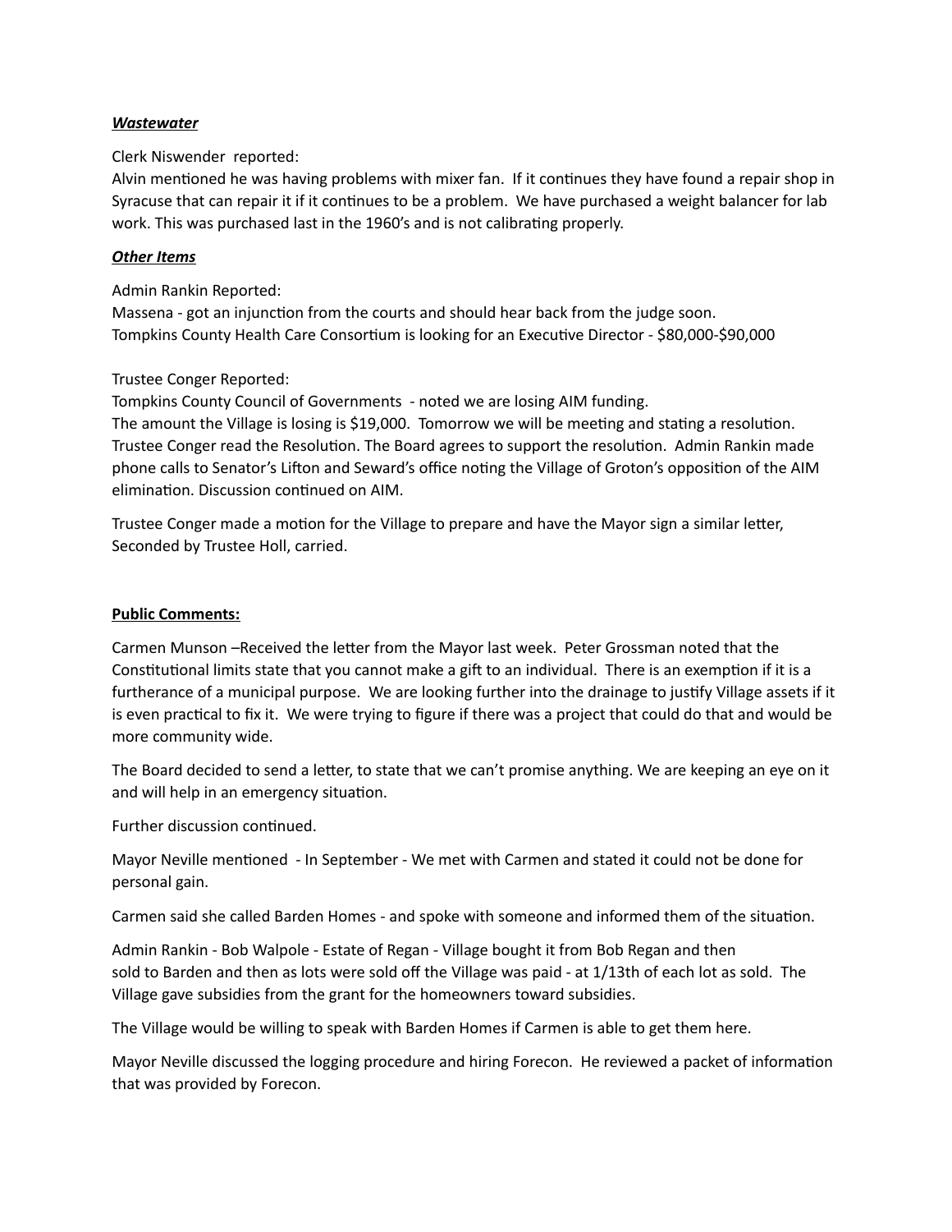***Wastewater***

Clerk Niswender reported:
Alvin mentioned he was having problems with mixer fan. If it continues they have found a repair shop in Syracuse that can repair it if it continues to be a problem. We have purchased a weight balancer for lab work. This was purchased last in the 1960's and is not calibrating properly.

***Other Items***

Admin Rankin Reported:
Massena - got an injunction from the courts and should hear back from the judge soon.
Tompkins County Health Care Consortium is looking for an Executive Director - $80,000-$90,000

Trustee Conger Reported:
Tompkins County Council of Governments - noted we are losing AIM funding.
The amount the Village is losing is $19,000. Tomorrow we will be meeting and stating a resolution. Trustee Conger read the Resolution. The Board agrees to support the resolution. Admin Rankin made phone calls to Senator's Lifton and Seward's office noting the Village of Groton's opposition of the AIM elimination. Discussion continued on AIM.

Trustee Conger made a motion for the Village to prepare and have the Mayor sign a similar letter, Seconded by Trustee Holl, carried.

**Public Comments:**

Carmen Munson –Received the letter from the Mayor last week. Peter Grossman noted that the Constitutional limits state that you cannot make a gift to an individual. There is an exemption if it is a furtherance of a municipal purpose. We are looking further into the drainage to justify Village assets if it is even practical to fix it. We were trying to figure if there was a project that could do that and would be more community wide.

The Board decided to send a letter, to state that we can't promise anything. We are keeping an eye on it and will help in an emergency situation.

Further discussion continued.

Mayor Neville mentioned - In September - We met with Carmen and stated it could not be done for personal gain.

Carmen said she called Barden Homes - and spoke with someone and informed them of the situation.

Admin Rankin - Bob Walpole - Estate of Regan - Village bought it from Bob Regan and then sold to Barden and then as lots were sold off the Village was paid - at 1/13th of each lot as sold. The Village gave subsidies from the grant for the homeowners toward subsidies.

The Village would be willing to speak with Barden Homes if Carmen is able to get them here.

Mayor Neville discussed the logging procedure and hiring Forecon. He reviewed a packet of information that was provided by Forecon.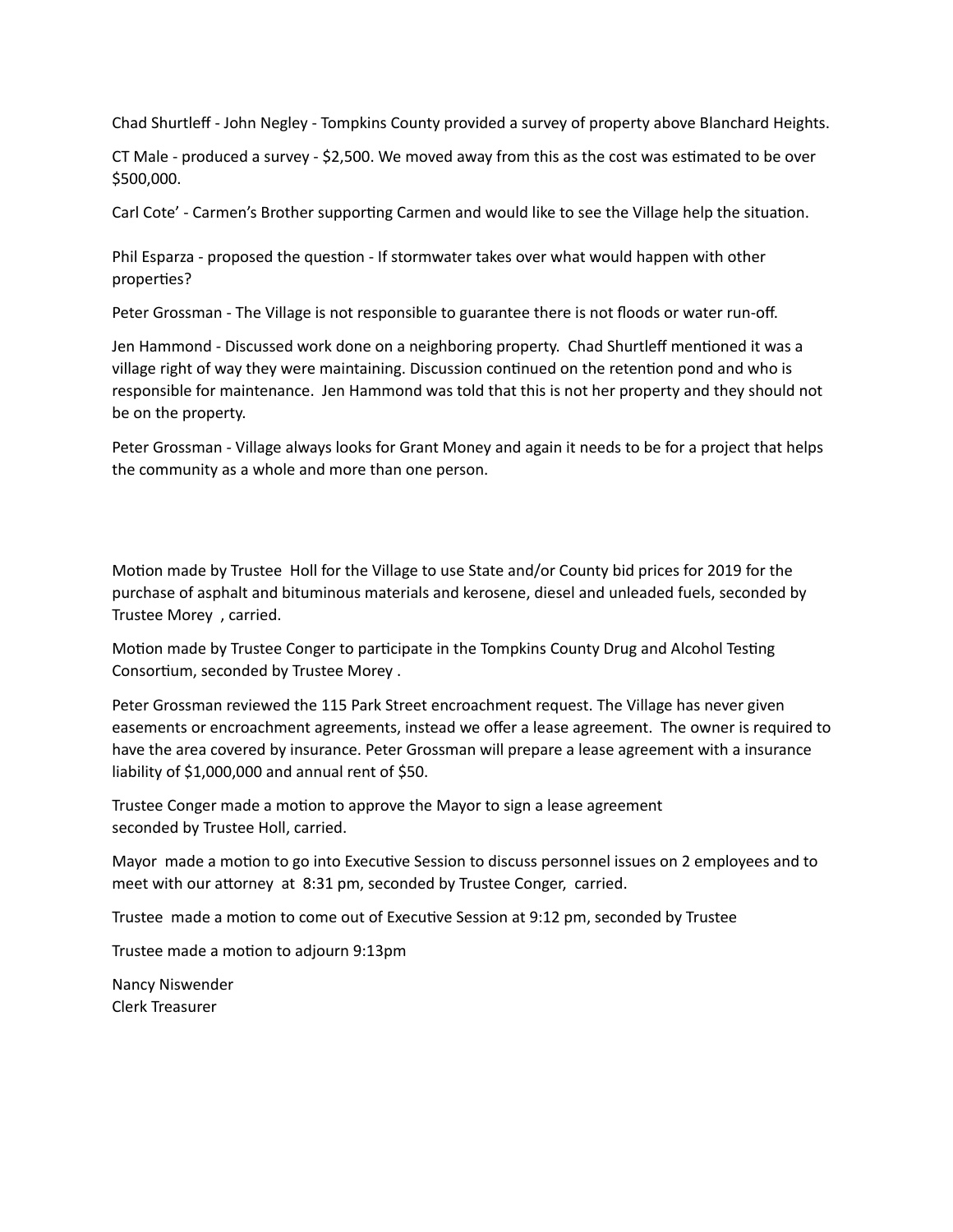Chad Shurtleff - John Negley - Tompkins County provided a survey of property above Blanchard Heights.

CT Male - produced a survey - $2,500. We moved away from this as the cost was estimated to be over $500,000.

Carl Cote' - Carmen's Brother supporting Carmen and would like to see the Village help the situation.

Phil Esparza - proposed the question - If stormwater takes over what would happen with other properties?

Peter Grossman - The Village is not responsible to guarantee there is not floods or water run-off.

Jen Hammond - Discussed work done on a neighboring property. Chad Shurtleff mentioned it was a village right of way they were maintaining. Discussion continued on the retention pond and who is responsible for maintenance. Jen Hammond was told that this is not her property and they should not be on the property.

Peter Grossman - Village always looks for Grant Money and again it needs to be for a project that helps the community as a whole and more than one person.

Motion made by Trustee Holl for the Village to use State and/or County bid prices for 2019 for the purchase of asphalt and bituminous materials and kerosene, diesel and unleaded fuels, seconded by Trustee Morey , carried.

Motion made by Trustee Conger to participate in the Tompkins County Drug and Alcohol Testing Consortium, seconded by Trustee Morey .

Peter Grossman reviewed the 115 Park Street encroachment request. The Village has never given easements or encroachment agreements, instead we offer a lease agreement. The owner is required to have the area covered by insurance. Peter Grossman will prepare a lease agreement with a insurance liability of $1,000,000 and annual rent of $50.

Trustee Conger made a motion to approve the Mayor to sign a lease agreement seconded by Trustee Holl, carried.

Mayor made a motion to go into Executive Session to discuss personnel issues on 2 employees and to meet with our attorney at 8:31 pm, seconded by Trustee Conger, carried.

Trustee made a motion to come out of Executive Session at 9:12 pm, seconded by Trustee

Trustee made a motion to adjourn 9:13pm

Nancy Niswender
Clerk Treasurer